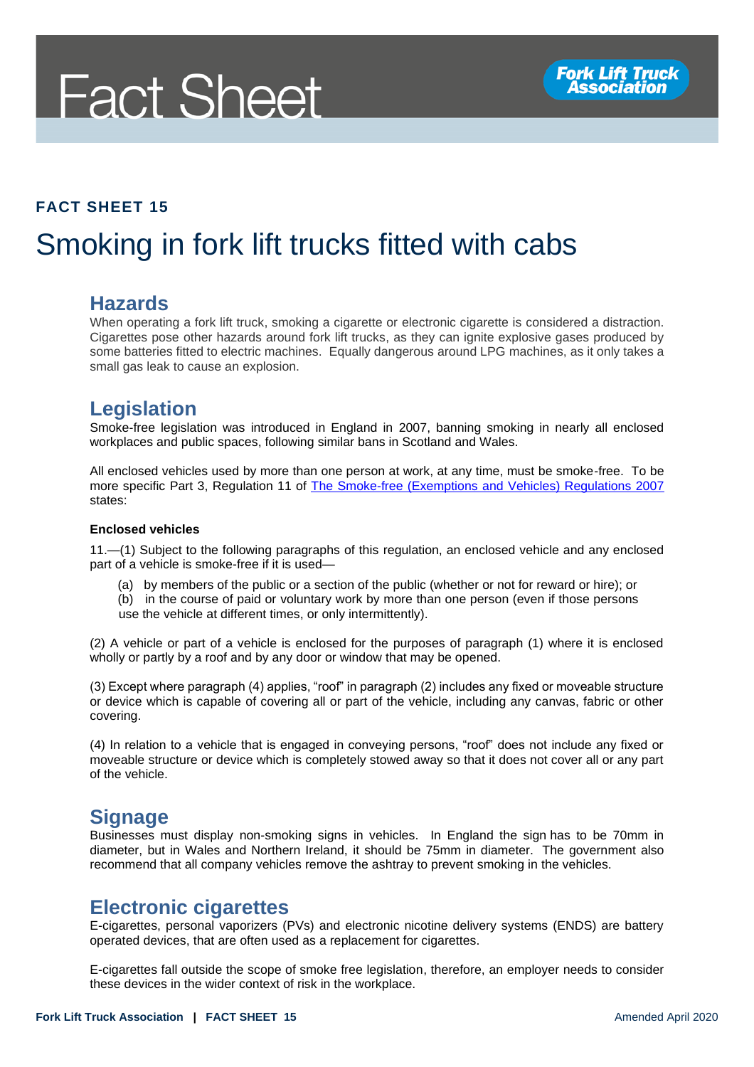# Fact Sheet

**FACT SHEET 15**

# Smoking in fork lift trucks fitted with cabs

## Hazards

When operating a fork lift truck, smoking a cigarette or electronic cigarette is considered a distraction. Cigarettes pose other hazards around fork lift trucks, as they can ignite explosive gases produced by some batteries fitted to electric machines. Equally dangerous around LPG machines, as it only takes a small gas leak to cause an explosion.

## Legislation

Smoke-free legislation was introduced in England in 2007, banning smoking in nearly all enclosed workplaces and public spaces, following similar bans in Scotland and Wales.

All enclosed vehicles used by more than one person at work, at any time, must be smoke-free. To be more specific Part 3, Regulation 11 of [The Smoke-free (Exemptions and Vehicles) Regulations 2007]() states:

**Enclosed vehicles**

11.—(1) Subject to the following paragraphs of this regulation, an enclosed vehicle and any enclosed part of a vehicle is smoke-free if it is used—

(a) by members of the public or a section of the public (whether or not for reward or hire); or
(b) in the course of paid or voluntary work by more than one person (even if those persons use the vehicle at different times, or only intermittently).

(2) A vehicle or part of a vehicle is enclosed for the purposes of paragraph (1) where it is enclosed wholly or partly by a roof and by any door or window that may be opened.

(3) Except where paragraph (4) applies, "roof" in paragraph (2) includes any fixed or moveable structure or device which is capable of covering all or part of the vehicle, including any canvas, fabric or other covering.

(4) In relation to a vehicle that is engaged in conveying persons, "roof" does not include any fixed or moveable structure or device which is completely stowed away so that it does not cover all or any part of the vehicle.

## Signage

Businesses must display non-smoking signs in vehicles. In England the sign has to be 70mm in diameter, but in Wales and Northern Ireland, it should be 75mm in diameter. The government also recommend that all company vehicles remove the ashtray to prevent smoking in the vehicles.

## Electronic cigarettes

E-cigarettes, personal vaporizers (PVs) and electronic nicotine delivery systems (ENDS) are battery operated devices, that are often used as a replacement for cigarettes.

E-cigarettes fall outside the scope of smoke free legislation, therefore, an employer needs to consider these devices in the wider context of risk in the workplace.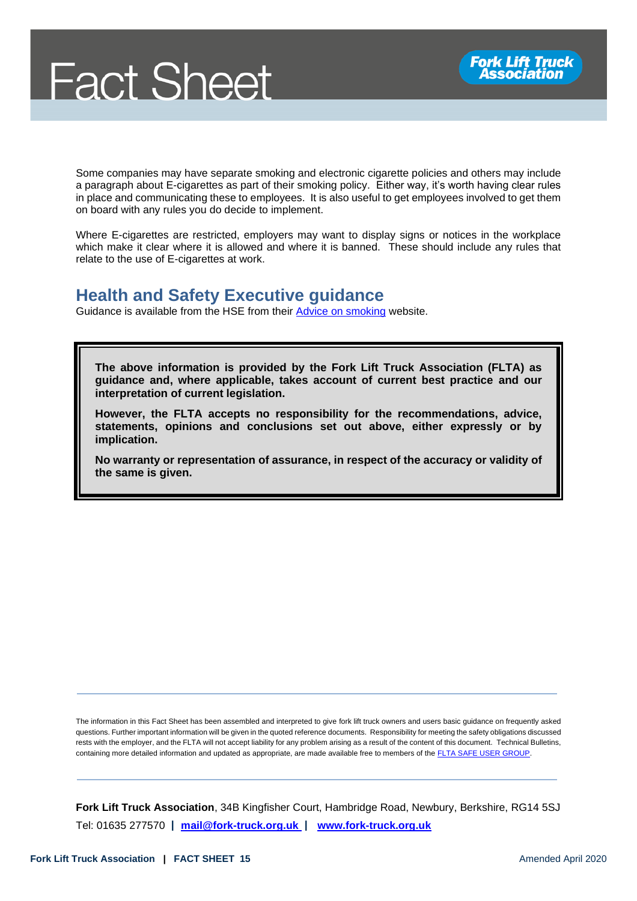Some companies may have separate smoking and electronic cigarette policies and others may include a paragraph about E-cigarettes as part of their smoking policy. Either way, it's worth having clear rules in place and communicating these to employees. It is also useful to get employees involved to get them on board with any rules you do decide to implement.

Where E-cigarettes are restricted, employers may want to display signs or notices in the workplace which make it clear where it is allowed and where it is banned. These should include any rules that relate to the use of E-cigarettes at work.

## Health and Safety Executive guidance

Guidance is available from the HSE from their Advice on smoking website.

> **The above information is provided by the Fork Lift Truck Association (FLTA) as guidance and, where applicable, takes account of current best practice and our interpretation of current legislation.**
>
> **However, the FLTA accepts no responsibility for the recommendations, advice, statements, opinions and conclusions set out above, either expressly or by implication.**
>
> **No warranty or representation of assurance, in respect of the accuracy or validity of the same is given.**

---

The information in this Fact Sheet has been assembled and interpreted to give fork lift truck owners and users basic guidance on frequently asked questions. Further important information will be given in the quoted reference documents. Responsibility for meeting the safety obligations discussed rests with the employer, and the FLTA will not accept liability for any problem arising as a result of the content of this document. Technical Bulletins, containing more detailed information and updated as appropriate, are made available free to members of the FLTA SAFE USER GROUP.

---

**Fork Lift Truck Association**, 34B Kingfisher Court, Hambridge Road, Newbury, Berkshire, RG14 5SJ

Tel: 01635 277570 | **mail@fork-truck.org.uk** | **www.fork-truck.org.uk**